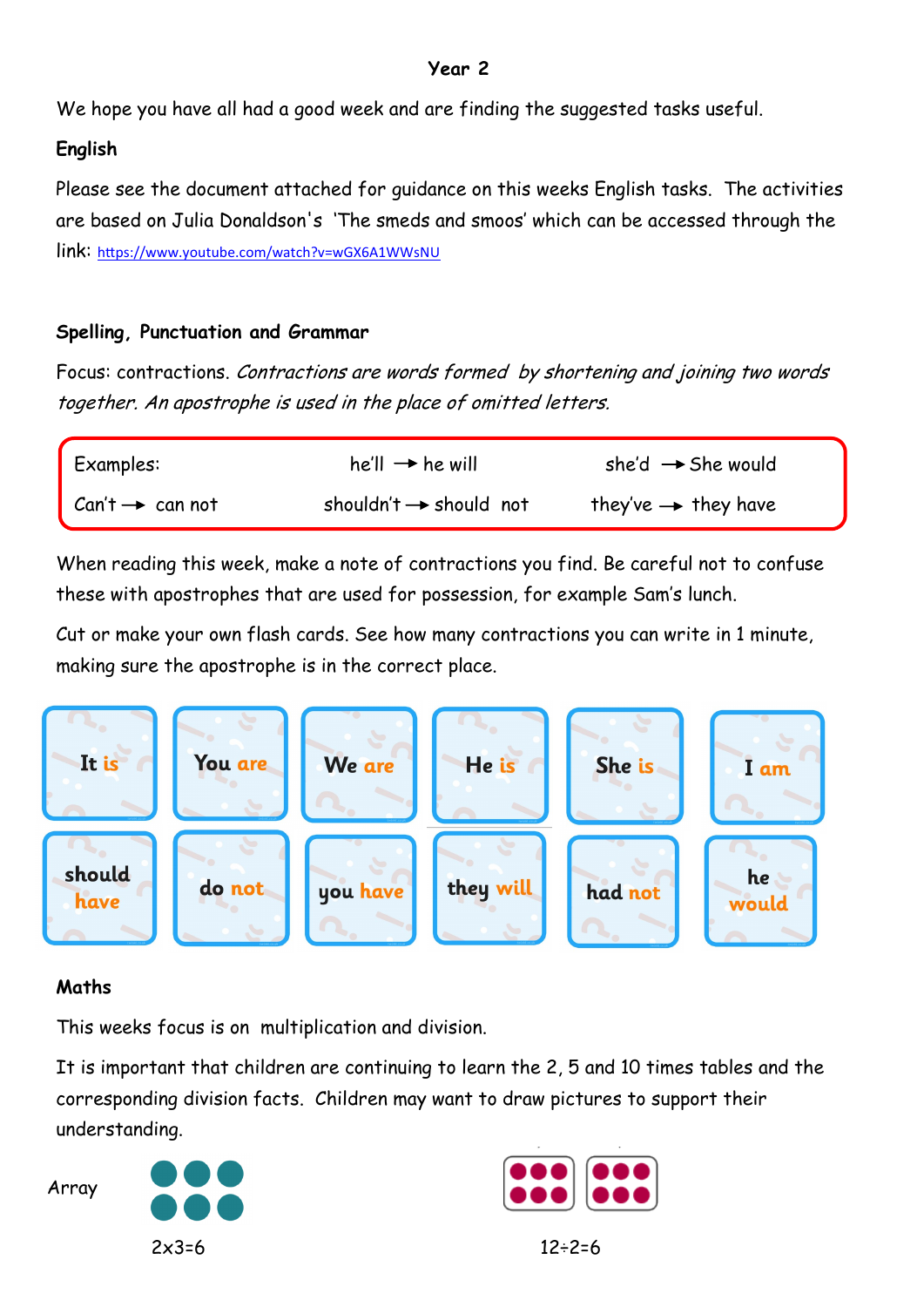## Year 2

We hope you have all had a good week and are finding the suggested tasks useful.

### English

Please see the document attached for guidance on this weeks English tasks. The activities are based on Julia Donaldson's 'The smeds and smoos' which can be accessed through the link: https://www.youtube.com/watch?v=wGX6A1WWsNU

### Spelling, Punctuation and Grammar

Focus: contractions. *Contractions are words formed by shortening and joining two words together. An apostrophe is used in the place of omitted letters.*

| Examples: | he'll → he will | she'd → She would |
|---|---|---|
| Can't → can not | shouldn't → should not | they've → they have |

When reading this week, make a note of contractions you find. Be careful not to confuse these with apostrophes that are used for possession, for example Sam's lunch.

Cut or make your own flash cards. See how many contractions you can write in 1 minute, making sure the apostrophe is in the correct place.

| It is | You are | We are | He is | She is | I am |
|---|---|---|---|---|---|
| should have | do not | you have | they will | had not | he would |

### Maths

This weeks focus is on multiplication and division.

It is important that children are continuing to learn the 2, 5 and 10 times tables and the corresponding division facts. Children may want to draw pictures to support their understanding.

Array

$2 \times 3 = 6$

$12 \div 2 = 6$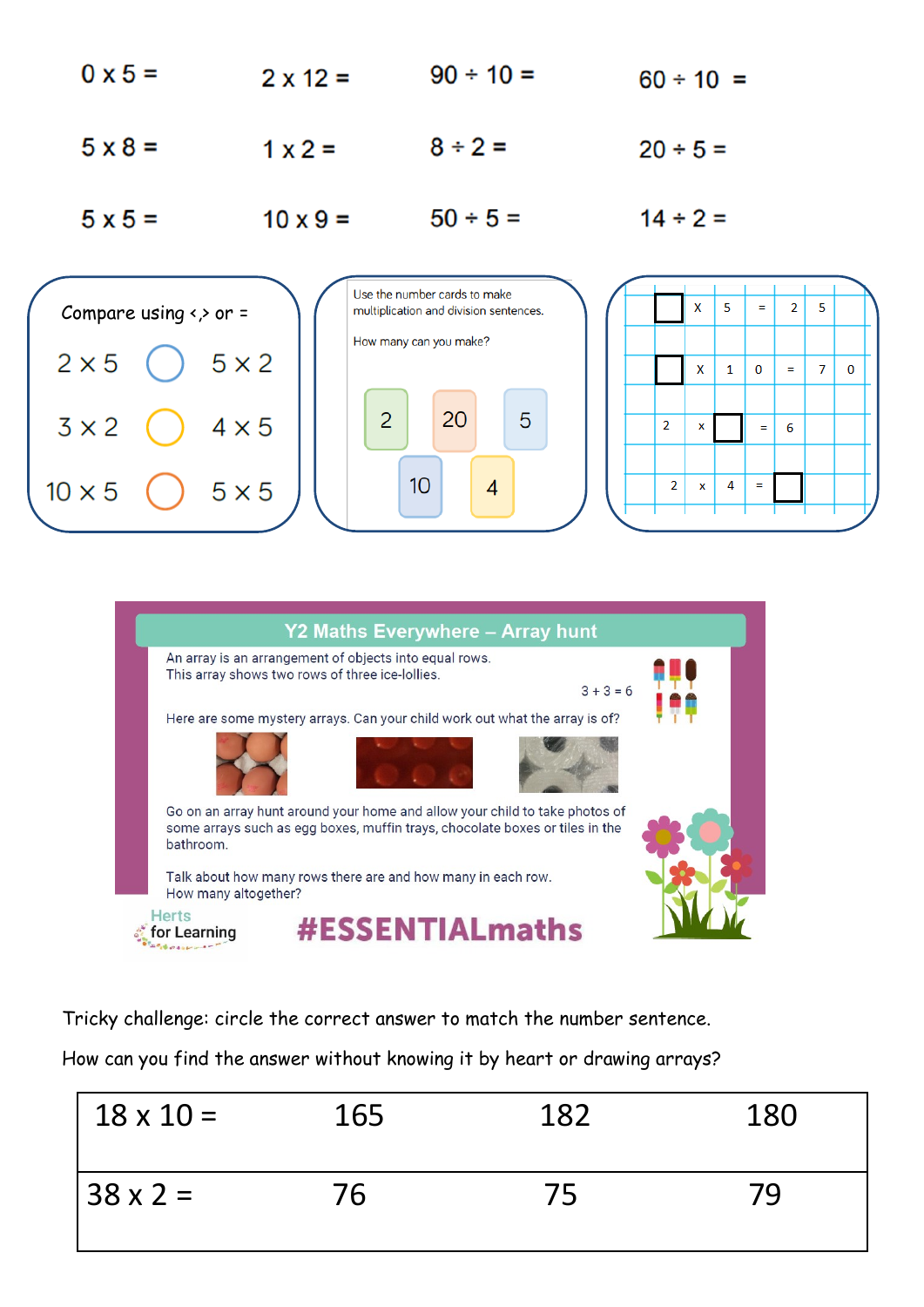| | | | |
|---|---|---|---|
| 0 x 5 = | 2 x 12 = | 90 ÷ 10 = | 60 ÷ 10 = |
| 5 x 8 = | 1 x 2 = | 8 ÷ 2 = | 20 ÷ 5 = |
| 5 x 5 = | 10 x 9 = | 50 ÷ 5 = | 14 ÷ 2 = |

Compare using <,> or =

2 × 5 ○ 5 × 2

3 × 2 ○ 4 × 5

10 × 5 ○ 5 × 5

Use the number cards to make multiplication and division sentences.

How many can you make?

2 20 5 10 4

☐ x 5 = 25

☐ x 10 = 70

2 x ☐ = 6

2 x 4 = ☐

## Y2 Maths Everywhere – Array hunt

An array is an arrangement of objects into equal rows.
This array shows two rows of three ice-lollies.

3 + 3 = 6

Here are some mystery arrays. Can your child work out what the array is of?

Go on an array hunt around your home and allow your child to take photos of some arrays such as egg boxes, muffin trays, chocolate boxes or tiles in the bathroom.

Talk about how many rows there are and how many in each row.
How many altogether?

Herts for Learning

#ESSENTIALmaths

Tricky challenge: circle the correct answer to match the number sentence.

How can you find the answer without knowing it by heart or drawing arrays?

| | | | |
|---|---|---|---|
| 18 x 10 = | 165 | 182 | 180 |
| 38 x 2 = | 76 | 75 | 79 |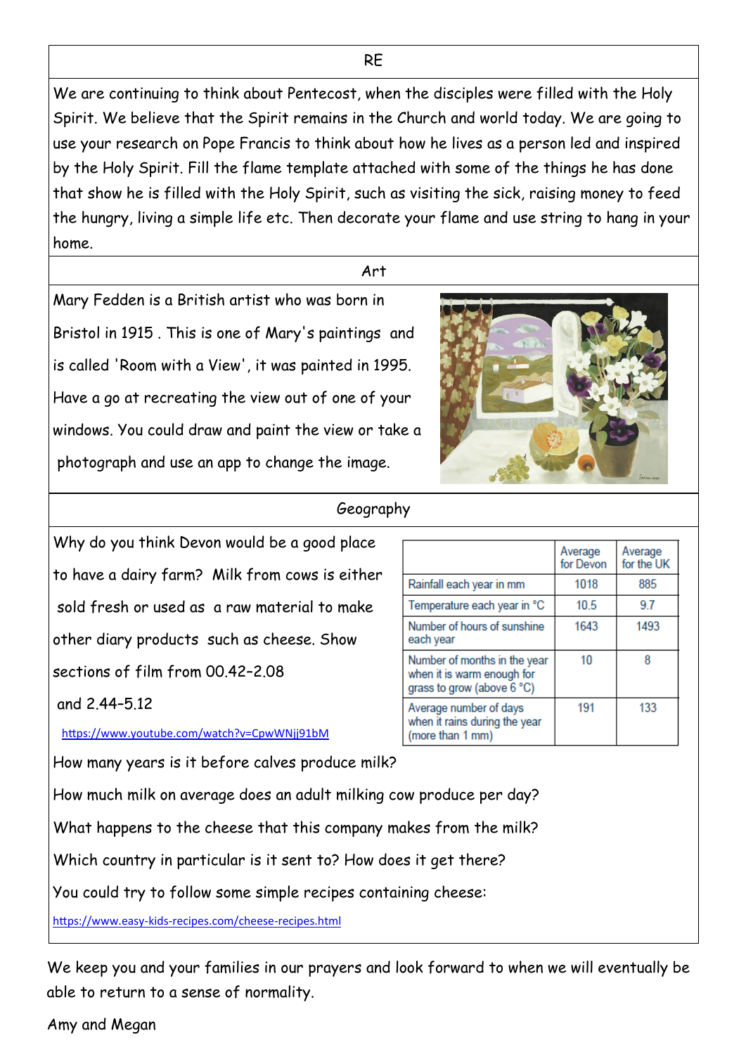## RE

We are continuing to think about Pentecost, when the disciples were filled with the Holy Spirit. We believe that the Spirit remains in the Church and world today. We are going to use your research on Pope Francis to think about how he lives as a person led and inspired by the Holy Spirit. Fill the flame template attached with some of the things he has done that show he is filled with the Holy Spirit, such as visiting the sick, raising money to feed the hungry, living a simple life etc. Then decorate your flame and use string to hang in your home.

## Art

Mary Fedden is a British artist who was born in Bristol in 1915 . This is one of Mary's paintings and is called 'Room with a View', it was painted in 1995. Have a go at recreating the view out of one of your windows. You could draw and paint the view or take a photograph and use an app to change the image.

## Geography

Why do you think Devon would be a good place to have a dairy farm? Milk from cows is either sold fresh or used as a raw material to make other diary products such as cheese. Show sections of film from 00.42–2.08 and 2.44–5.12

https://www.youtube.com/watch?v=CpwWNjj91bM

| | Average for Devon | Average for the UK |
|---|---|---|
| Rainfall each year in mm | 1018 | 885 |
| Temperature each year in °C | 10.5 | 9.7 |
| Number of hours of sunshine each year | 1643 | 1493 |
| Number of months in the year when it is warm enough for grass to grow (above 6 °C) | 10 | 8 |
| Average number of days when it rains during the year (more than 1 mm) | 191 | 133 |

How many years is it before calves produce milk?

How much milk on average does an adult milking cow produce per day?

What happens to the cheese that this company makes from the milk?

Which country in particular is it sent to? How does it get there?

You could try to follow some simple recipes containing cheese:

https://www.easy-kids-recipes.com/cheese-recipes.html

We keep you and your families in our prayers and look forward to when we will eventually be able to return to a sense of normality.

Amy and Megan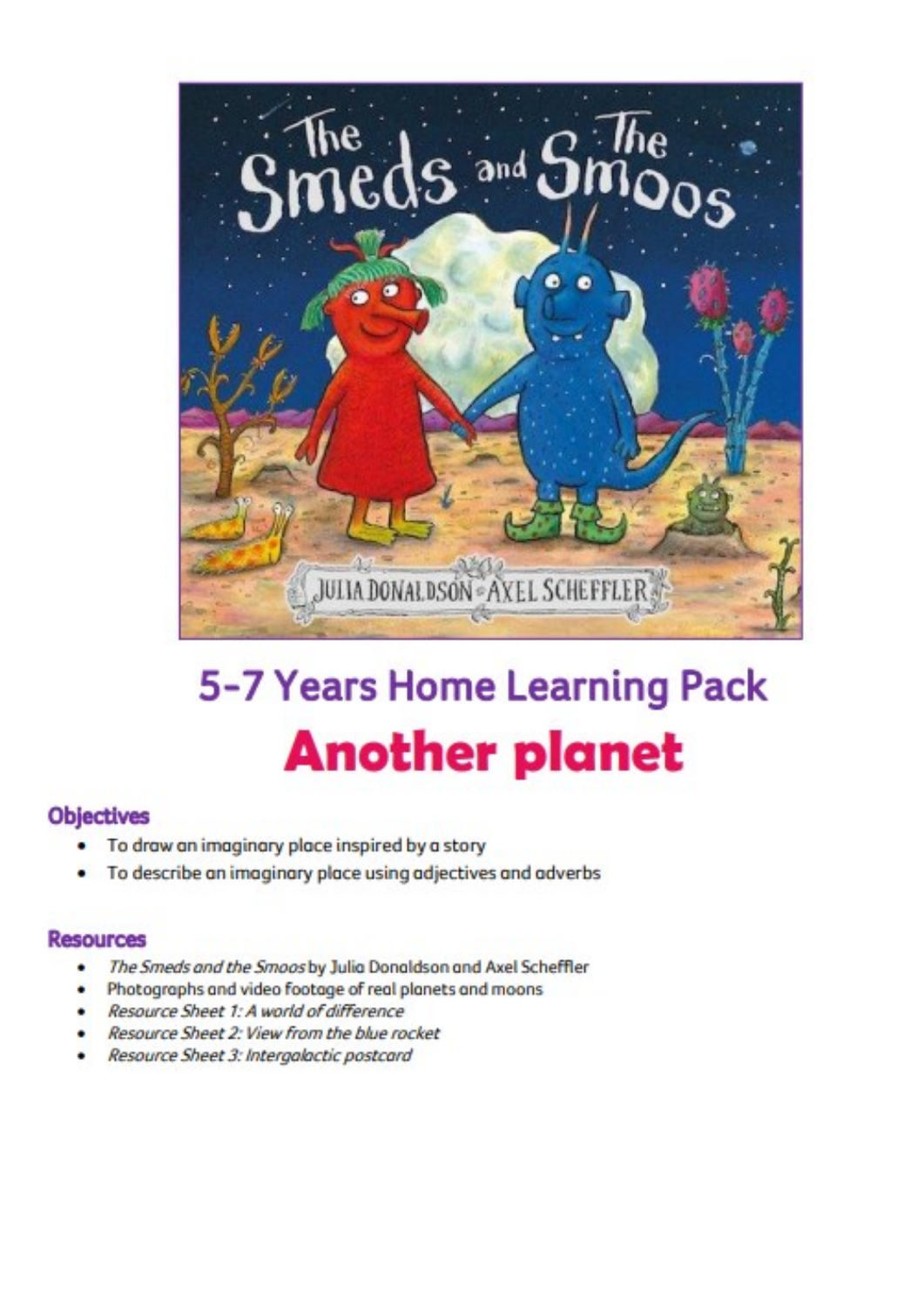# 5-7 Years Home Learning Pack

# Another planet

### Objectives

- To draw an imaginary place inspired by a story
- To describe an imaginary place using adjectives and adverbs

### Resources

- *The Smeds and the Smoos* by Julia Donaldson and Axel Scheffler
- Photographs and video footage of real planets and moons
- *Resource Sheet 1: A world of difference*
- *Resource Sheet 2: View from the blue rocket*
- *Resource Sheet 3: Intergalactic postcard*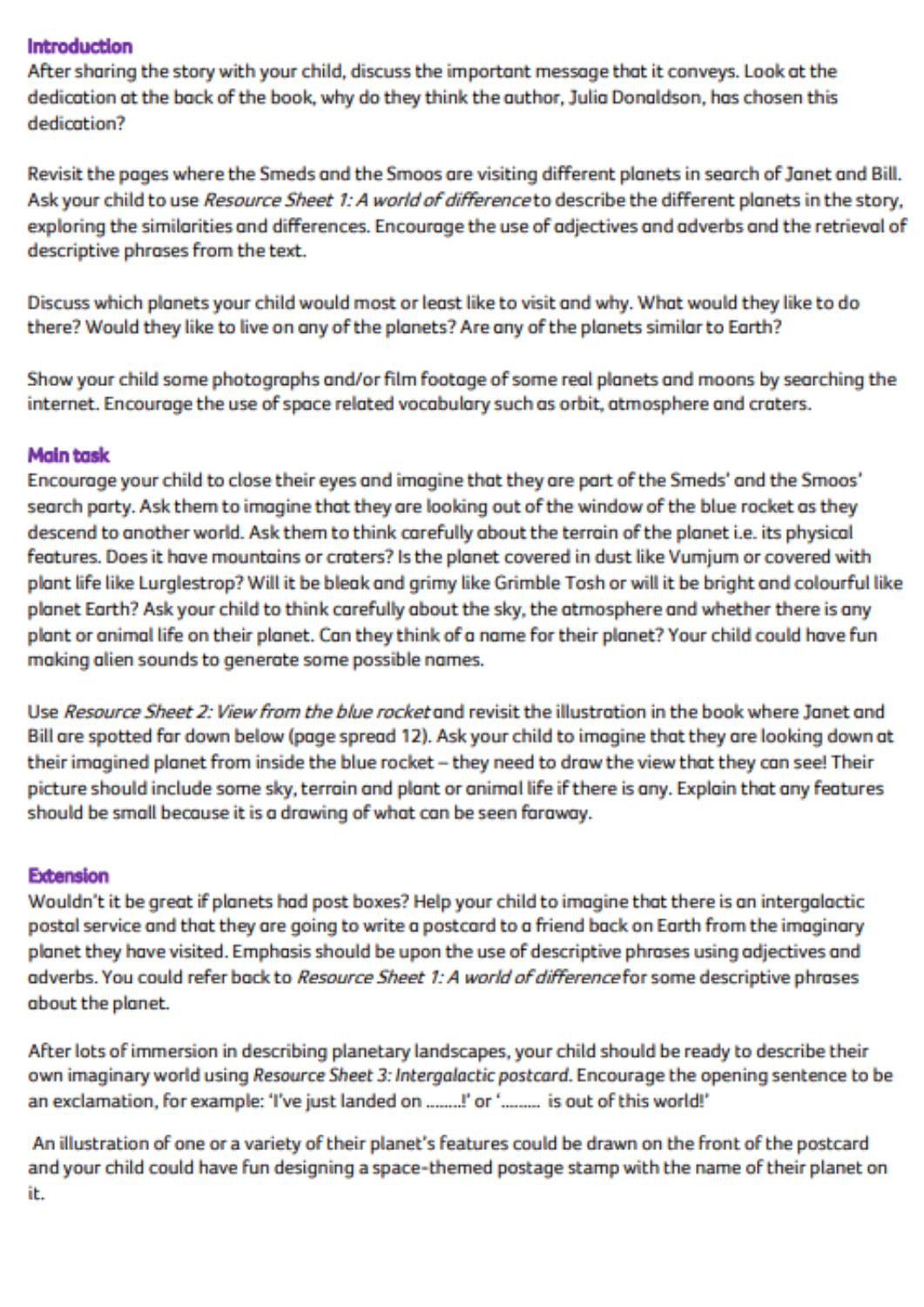## Introduction

After sharing the story with your child, discuss the important message that it conveys. Look at the dedication at the back of the book, why do they think the author, Julia Donaldson, has chosen this dedication?

Revisit the pages where the Smeds and the Smoos are visiting different planets in search of Janet and Bill. Ask your child to use *Resource Sheet 1: A world of difference* to describe the different planets in the story, exploring the similarities and differences. Encourage the use of adjectives and adverbs and the retrieval of descriptive phrases from the text.

Discuss which planets your child would most or least like to visit and why. What would they like to do there? Would they like to live on any of the planets? Are any of the planets similar to Earth?

Show your child some photographs and/or film footage of some real planets and moons by searching the internet. Encourage the use of space related vocabulary such as orbit, atmosphere and craters.

## Main task

Encourage your child to close their eyes and imagine that they are part of the Smeds' and the Smoos' search party. Ask them to imagine that they are looking out of the window of the blue rocket as they descend to another world. Ask them to think carefully about the terrain of the planet i.e. its physical features. Does it have mountains or craters? Is the planet covered in dust like Vumjum or covered with plant life like Lurglestrop? Will it be bleak and grimy like Grimble Tosh or will it be bright and colourful like planet Earth? Ask your child to think carefully about the sky, the atmosphere and whether there is any plant or animal life on their planet. Can they think of a name for their planet? Your child could have fun making alien sounds to generate some possible names.

Use *Resource Sheet 2: View from the blue rocket* and revisit the illustration in the book where Janet and Bill are spotted far down below (page spread 12). Ask your child to imagine that they are looking down at their imagined planet from inside the blue rocket – they need to draw the view that they can see! Their picture should include some sky, terrain and plant or animal life if there is any. Explain that any features should be small because it is a drawing of what can be seen faraway.

## Extension

Wouldn't it be great if planets had post boxes? Help your child to imagine that there is an intergalactic postal service and that they are going to write a postcard to a friend back on Earth from the imaginary planet they have visited. Emphasis should be upon the use of descriptive phrases using adjectives and adverbs. You could refer back to *Resource Sheet 1: A world of difference* for some descriptive phrases about the planet.

After lots of immersion in describing planetary landscapes, your child should be ready to describe their own imaginary world using *Resource Sheet 3: Intergalactic postcard*. Encourage the opening sentence to be an exclamation, for example: 'I've just landed on ........!' or '......... is out of this world!'

An illustration of one or a variety of their planet's features could be drawn on the front of the postcard and your child could have fun designing a space-themed postage stamp with the name of their planet on it.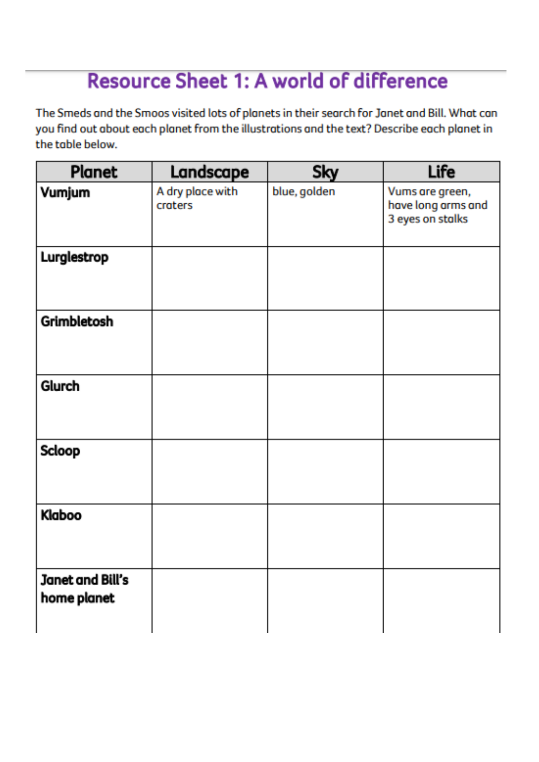# Resource Sheet 1: A world of difference

The Smeds and the Smoos visited lots of planets in their search for Janet and Bill. What can you find out about each planet from the illustrations and the text? Describe each planet in the table below.

| Planet | Landscape | Sky | Life |
| --- | --- | --- | --- |
| **Vumjum** | A dry place with craters | blue, golden | Vums are green, have long arms and 3 eyes on stalks |
| **Lurglestrop** | | | |
| **Grimbletosh** | | | |
| **Glurch** | | | |
| **Scloop** | | | |
| **Klaboo** | | | |
| **Janet and Bill's home planet** | | | |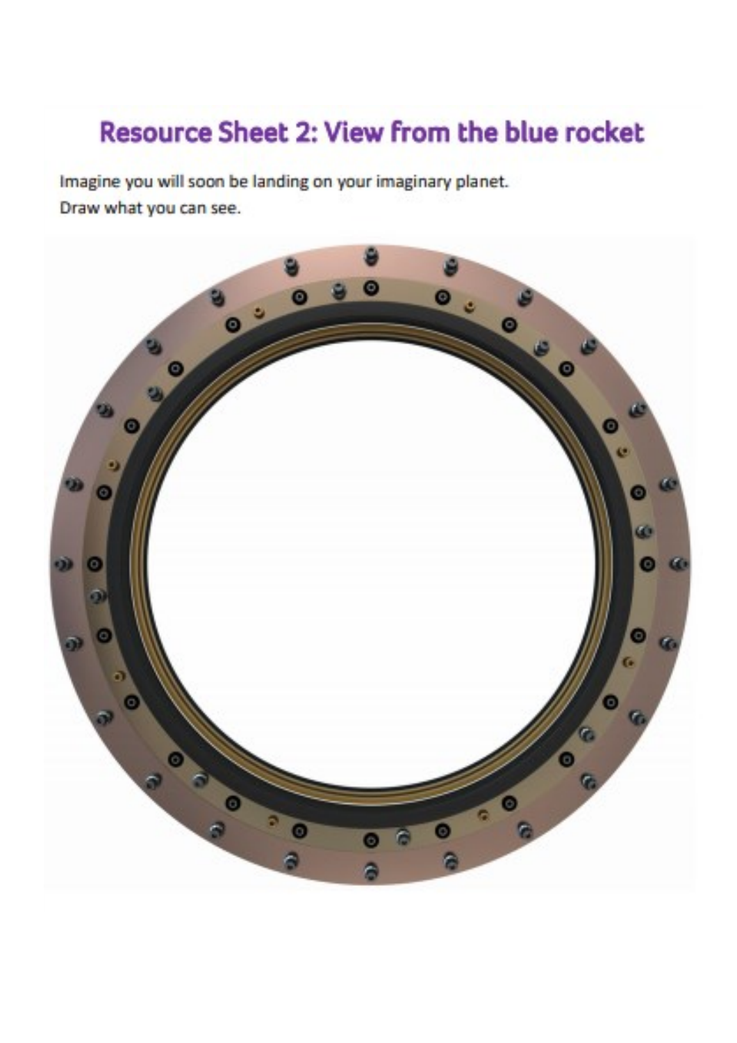# Resource Sheet 2: View from the blue rocket

Imagine you will soon be landing on your imaginary planet.

Draw what you can see.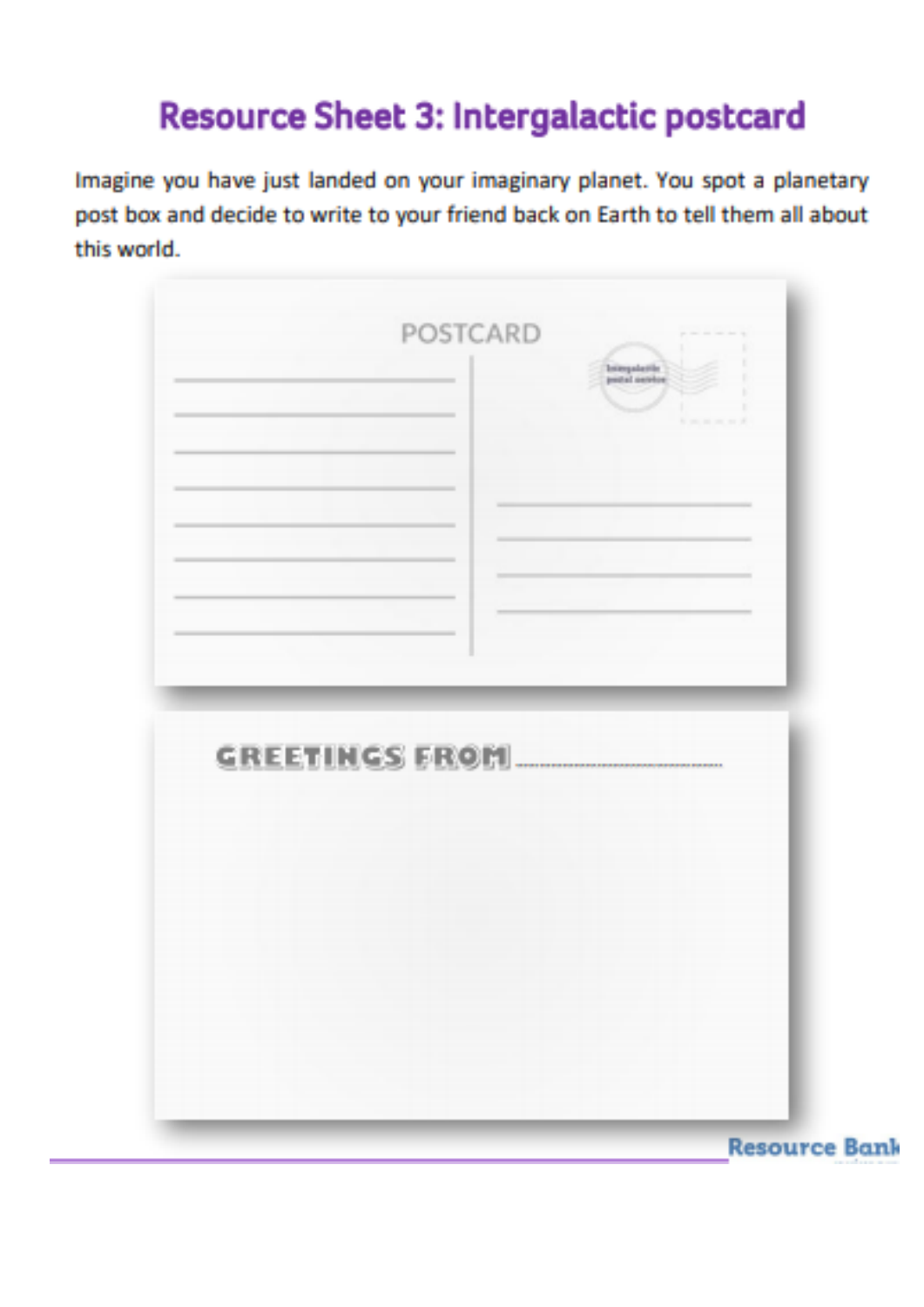# Resource Sheet 3: Intergalactic postcard

Imagine you have just landed on your imaginary planet. You spot a planetary post box and decide to write to your friend back on Earth to tell them all about this world.

POSTCARD

Intergalactic postal service

GREETINGS FROM ..............................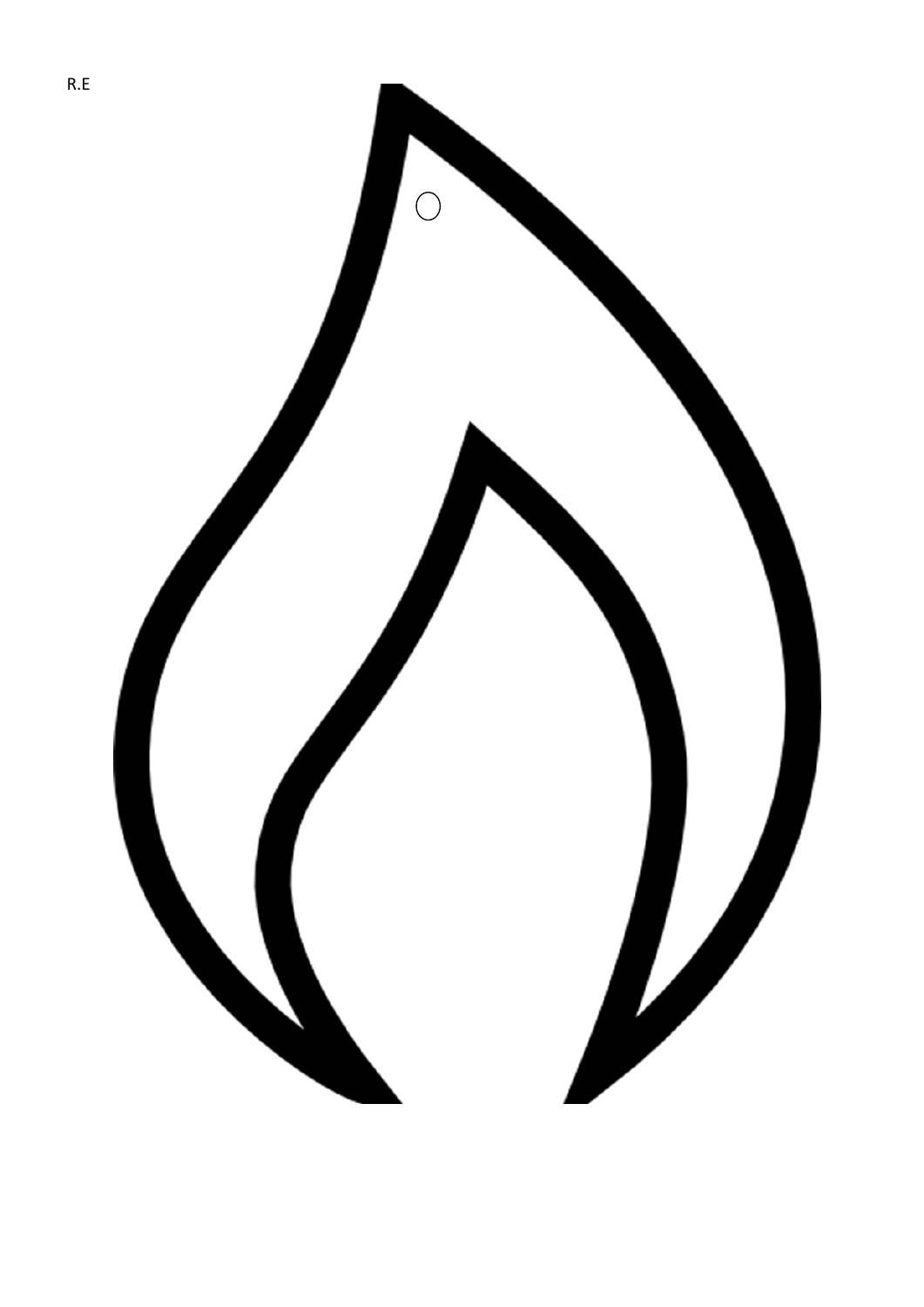R.E